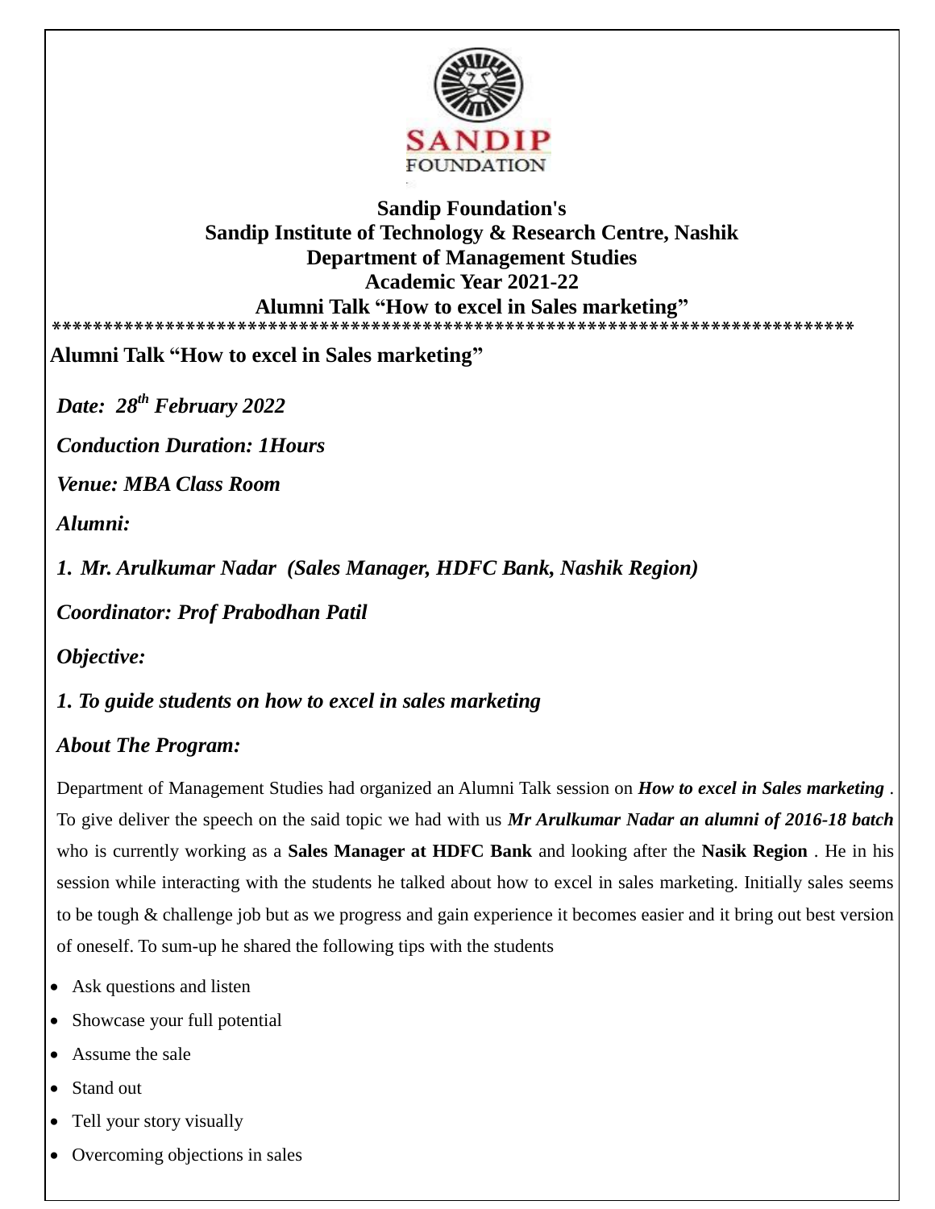**Sandip Foundation's**
**Sandip Institute of Technology & Research Centre, Nashik**
**Department of Management Studies**
**Academic Year 2021-22**
**Alumni Talk "How to excel in Sales marketing"**

*****************************************************************************

**Alumni Talk "How to excel in Sales marketing"**

***Date: 28th February 2022***

***Conduction Duration: 1Hours***

***Venue: MBA Class Room***

***Alumni:***

***1. Mr. Arulkumar Nadar (Sales Manager, HDFC Bank, Nashik Region)***

***Coordinator: Prof Prabodhan Patil***

***Objective:***

***1. To guide students on how to excel in sales marketing***

***About The Program:***

Department of Management Studies had organized an Alumni Talk session on ***How to excel in Sales marketing*** . To give deliver the speech on the said topic we had with us ***Mr Arulkumar Nadar an alumni of 2016-18 batch*** who is currently working as a **Sales Manager at HDFC Bank** and looking after the **Nasik Region** . He in his session while interacting with the students he talked about how to excel in sales marketing. Initially sales seems to be tough & challenge job but as we progress and gain experience it becomes easier and it bring out best version of oneself. To sum-up he shared the following tips with the students

- Ask questions and listen
- Showcase your full potential
- Assume the sale
- Stand out
- Tell your story visually
- Overcoming objections in sales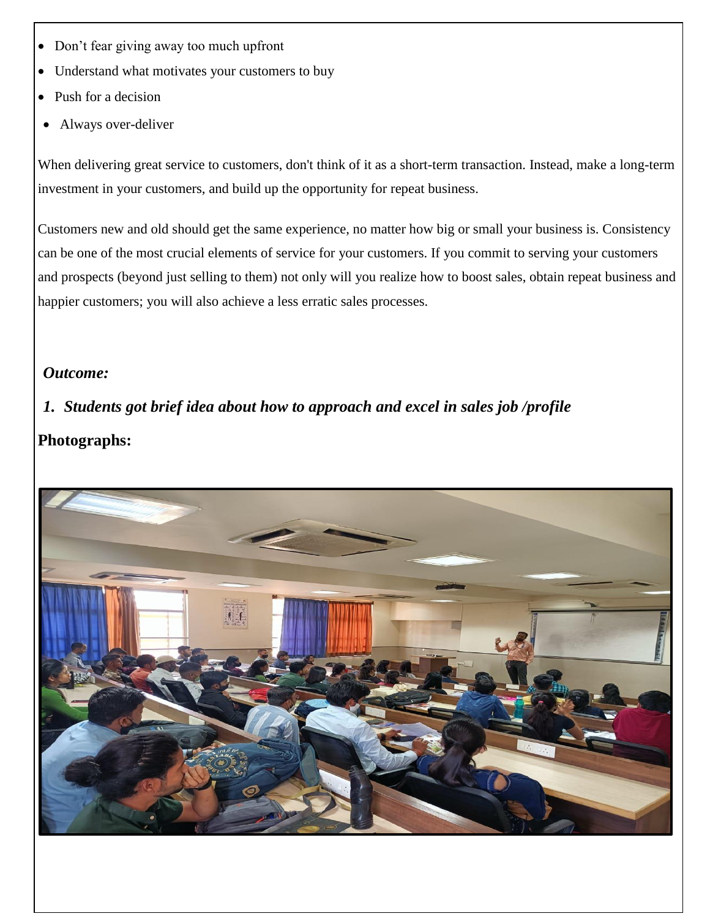- Don't fear giving away too much upfront
- Understand what motivates your customers to buy
- Push for a decision
- Always over-deliver

When delivering great service to customers, don't think of it as a short-term transaction. Instead, make a long-term investment in your customers, and build up the opportunity for repeat business.

Customers new and old should get the same experience, no matter how big or small your business is. Consistency can be one of the most crucial elements of service for your customers. If you commit to serving your customers and prospects (beyond just selling to them) not only will you realize how to boost sales, obtain repeat business and happier customers; you will also achieve a less erratic sales processes.

***Outcome:***

1. ***Students got brief idea about how to approach and excel in sales job /profile***

**Photographs:**